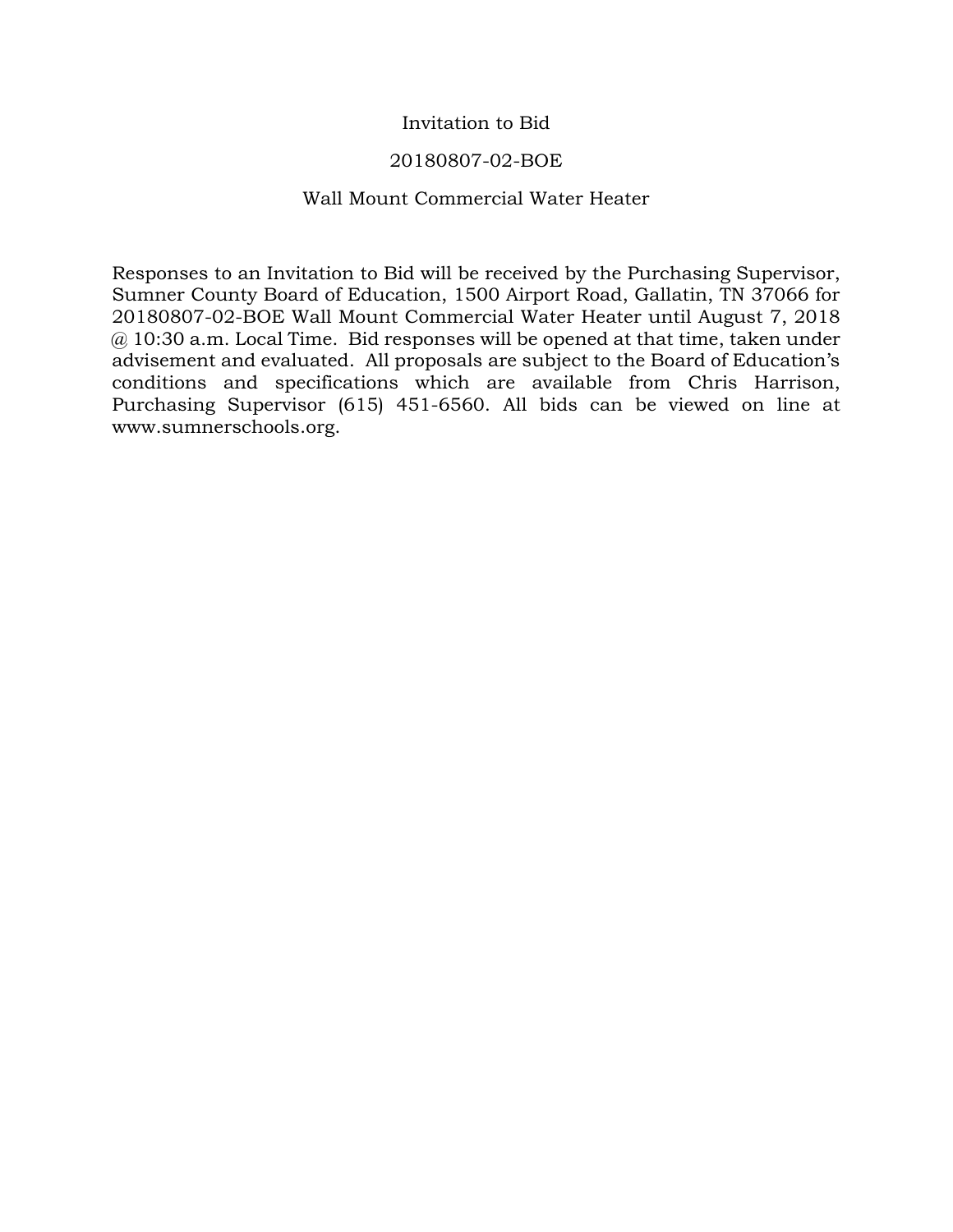# Invitation to Bid

## 20180807-02-BOE

## Wall Mount Commercial Water Heater

Responses to an Invitation to Bid will be received by the Purchasing Supervisor, Sumner County Board of Education, 1500 Airport Road, Gallatin, TN 37066 for 20180807-02-BOE Wall Mount Commercial Water Heater until August 7, 2018 @ 10:30 a.m. Local Time. Bid responses will be opened at that time, taken under advisement and evaluated. All proposals are subject to the Board of Education's conditions and specifications which are available from Chris Harrison, Purchasing Supervisor (615) 451-6560. All bids can be viewed on line at www.sumnerschools.org.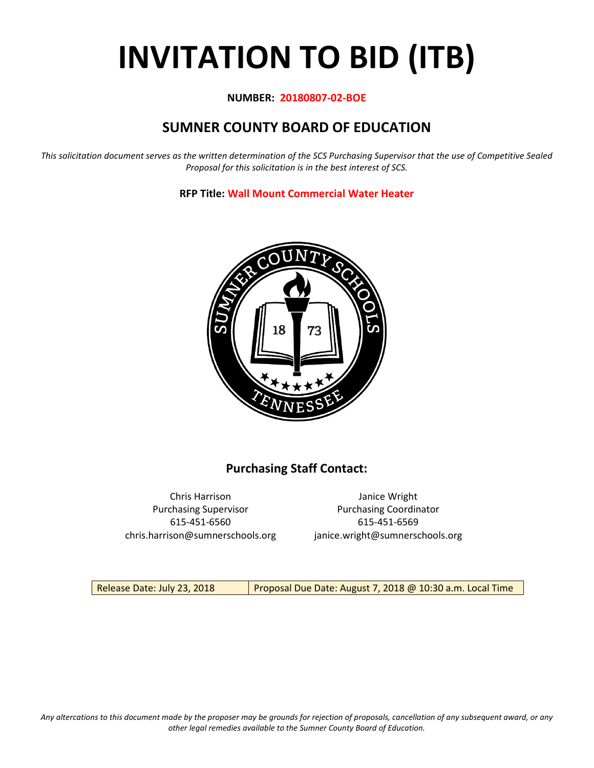# INVITATION TO BID (ITB)

**NUMBER: 20180807-02-BOE**

## SUMNER COUNTY BOARD OF EDUCATION

*This solicitation document serves as the written determination of the SCS Purchasing Supervisor that the use of Competitive Sealed Proposal for this solicitation is in the best interest of SCS.*

**RFP Title: Wall Mount Commercial Water Heater**

### Purchasing Staff Contact:

| Chris Harrison | Janice Wright |
|---|---|
| Purchasing Supervisor | Purchasing Coordinator |
| 615-451-6560 | 615-451-6569 |
| chris.harrison@sumnerschools.org | janice.wright@sumnerschools.org |

| Release Date: July 23, 2018 | Proposal Due Date: August 7, 2018 @ 10:30 a.m. Local Time |
|---|---|

*Any altercations to this document made by the proposer may be grounds for rejection of proposals, cancellation of any subsequent award, or any other legal remedies available to the Sumner County Board of Education.*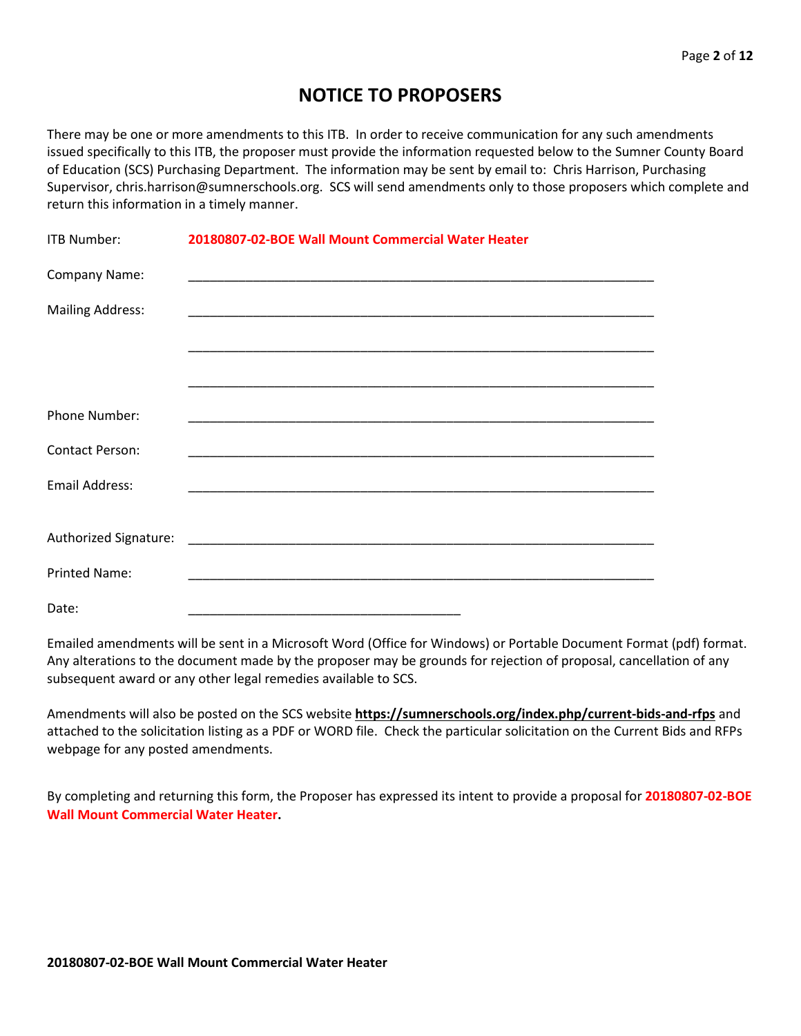# NOTICE TO PROPOSERS

There may be one or more amendments to this ITB. In order to receive communication for any such amendments issued specifically to this ITB, the proposer must provide the information requested below to the Sumner County Board of Education (SCS) Purchasing Department. The information may be sent by email to: Chris Harrison, Purchasing Supervisor, chris.harrison@sumnerschools.org. SCS will send amendments only to those proposers which complete and return this information in a timely manner.

ITB Number: **20180807-02-BOE Wall Mount Commercial Water Heater**

Company Name: ______________________________________________________________

Mailing Address: ______________________________________________________________

______________________________________________________________

______________________________________________________________

Phone Number: ______________________________________________________________

Contact Person: ______________________________________________________________

Email Address: ______________________________________________________________

Authorized Signature: ______________________________________________________________

Printed Name: ______________________________________________________________

Date: ____________________________________

Emailed amendments will be sent in a Microsoft Word (Office for Windows) or Portable Document Format (pdf) format. Any alterations to the document made by the proposer may be grounds for rejection of proposal, cancellation of any subsequent award or any other legal remedies available to SCS.

Amendments will also be posted on the SCS website **https://sumnerschools.org/index.php/current-bids-and-rfps** and attached to the solicitation listing as a PDF or WORD file. Check the particular solicitation on the Current Bids and RFPs webpage for any posted amendments.

By completing and returning this form, the Proposer has expressed its intent to provide a proposal for **20180807-02-BOE Wall Mount Commercial Water Heater.**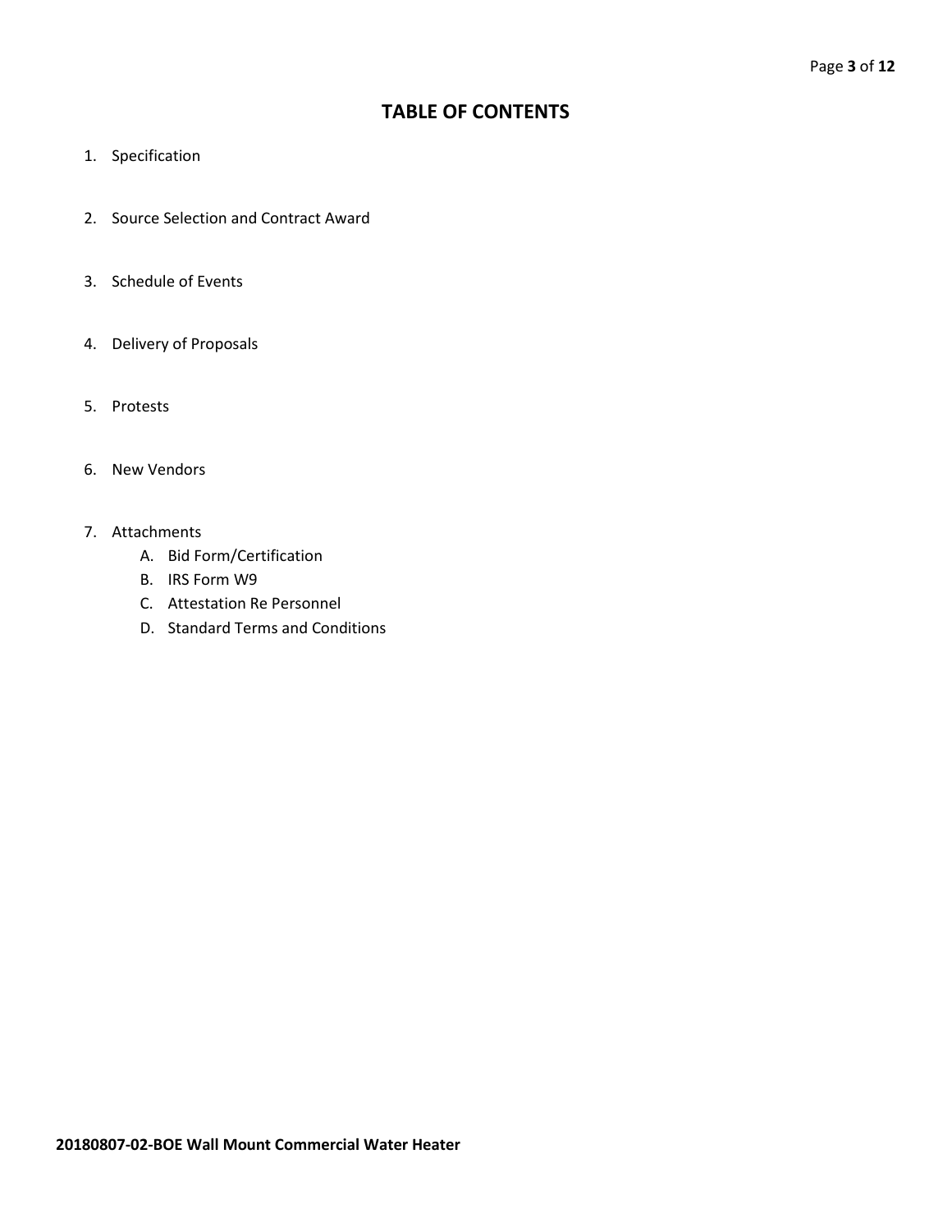# TABLE OF CONTENTS

1. Specification

2. Source Selection and Contract Award

3. Schedule of Events

4. Delivery of Proposals

5. Protests

6. New Vendors

7. Attachments
   A. Bid Form/Certification
   B. IRS Form W9
   C. Attestation Re Personnel
   D. Standard Terms and Conditions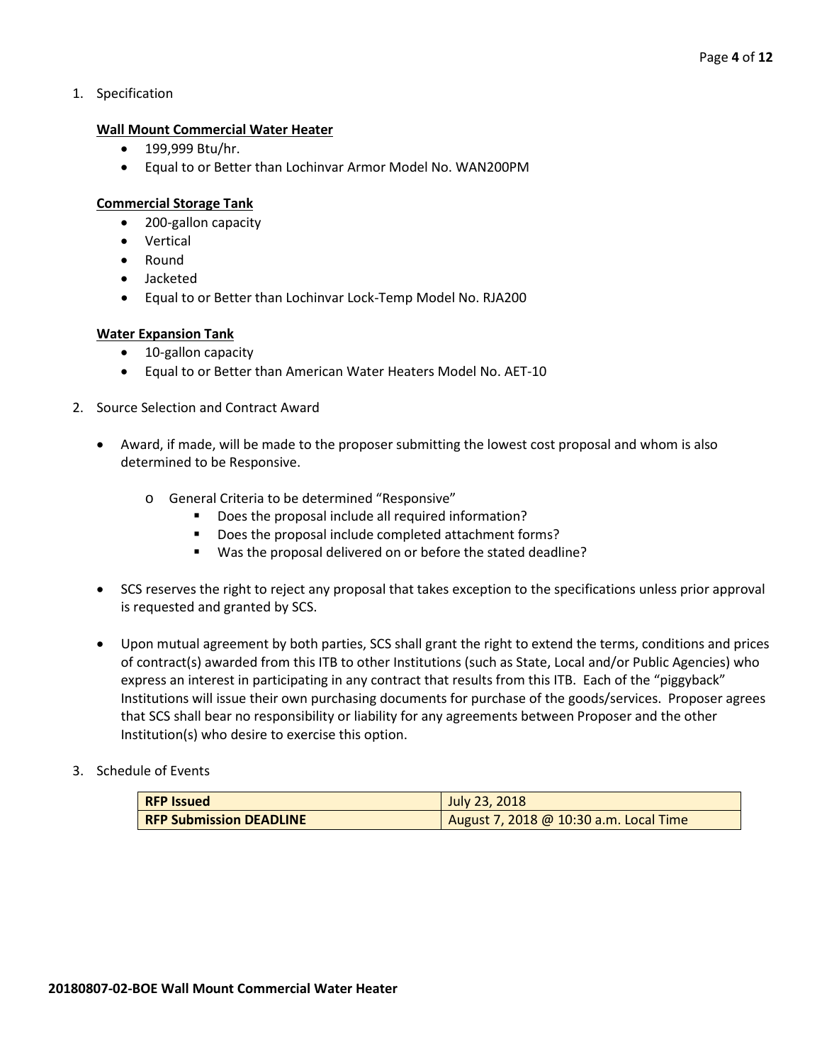1. Specification

   **Wall Mount Commercial Water Heater**
   - 199,999 Btu/hr.
   - Equal to or Better than Lochinvar Armor Model No. WAN200PM

   **Commercial Storage Tank**
   - 200-gallon capacity
   - Vertical
   - Round
   - Jacketed
   - Equal to or Better than Lochinvar Lock-Temp Model No. RJA200

   **Water Expansion Tank**
   - 10-gallon capacity
   - Equal to or Better than American Water Heaters Model No. AET-10

2. Source Selection and Contract Award

   - Award, if made, will be made to the proposer submitting the lowest cost proposal and whom is also determined to be Responsive.
     - General Criteria to be determined "Responsive"
       - Does the proposal include all required information?
       - Does the proposal include completed attachment forms?
       - Was the proposal delivered on or before the stated deadline?
   - SCS reserves the right to reject any proposal that takes exception to the specifications unless prior approval is requested and granted by SCS.
   - Upon mutual agreement by both parties, SCS shall grant the right to extend the terms, conditions and prices of contract(s) awarded from this ITB to other Institutions (such as State, Local and/or Public Agencies) who express an interest in participating in any contract that results from this ITB. Each of the "piggyback" Institutions will issue their own purchasing documents for purchase of the goods/services. Proposer agrees that SCS shall bear no responsibility or liability for any agreements between Proposer and the other Institution(s) who desire to exercise this option.

3. Schedule of Events

| **RFP Issued** | July 23, 2018 |
|---|---|
| **RFP Submission DEADLINE** | August 7, 2018 @ 10:30 a.m. Local Time |

**20180807-02-BOE Wall Mount Commercial Water Heater**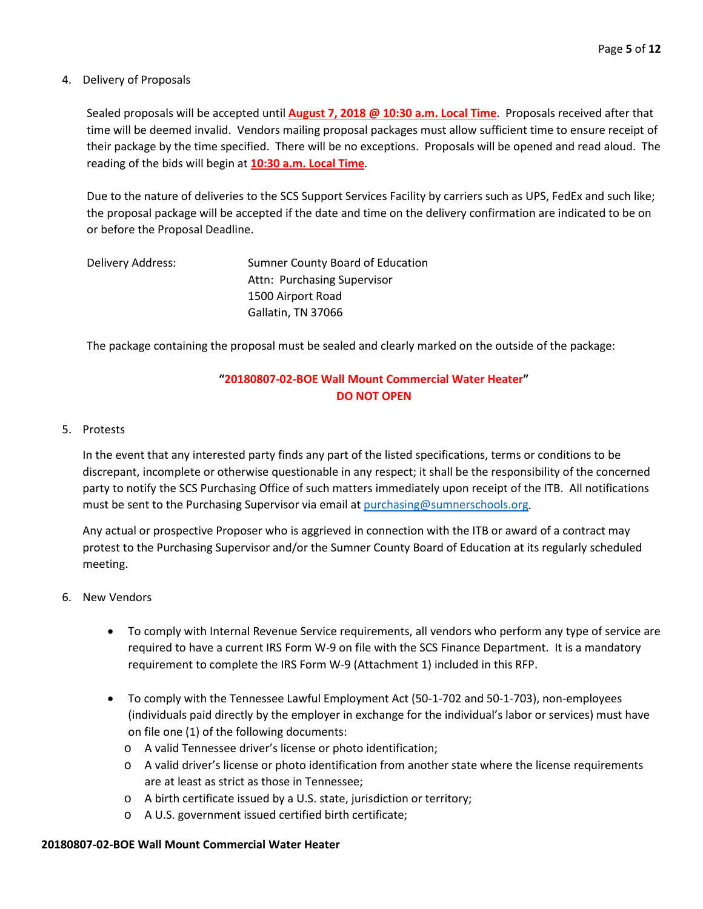4. Delivery of Proposals

   Sealed proposals will be accepted until **August 7, 2018 @ 10:30 a.m. Local Time**. Proposals received after that time will be deemed invalid. Vendors mailing proposal packages must allow sufficient time to ensure receipt of their package by the time specified. There will be no exceptions. Proposals will be opened and read aloud. The reading of the bids will begin at **10:30 a.m. Local Time**.

   Due to the nature of deliveries to the SCS Support Services Facility by carriers such as UPS, FedEx and such like; the proposal package will be accepted if the date and time on the delivery confirmation are indicated to be on or before the Proposal Deadline.

   Delivery Address:

   Sumner County Board of Education
   Attn: Purchasing Supervisor
   1500 Airport Road
   Gallatin, TN 37066

   The package containing the proposal must be sealed and clearly marked on the outside of the package:

   **"20180807-02-BOE Wall Mount Commercial Water Heater"**
   **DO NOT OPEN**

5. Protests

   In the event that any interested party finds any part of the listed specifications, terms or conditions to be discrepant, incomplete or otherwise questionable in any respect; it shall be the responsibility of the concerned party to notify the SCS Purchasing Office of such matters immediately upon receipt of the ITB. All notifications must be sent to the Purchasing Supervisor via email at purchasing@sumnerschools.org.

   Any actual or prospective Proposer who is aggrieved in connection with the ITB or award of a contract may protest to the Purchasing Supervisor and/or the Sumner County Board of Education at its regularly scheduled meeting.

6. New Vendors

   - To comply with Internal Revenue Service requirements, all vendors who perform any type of service are required to have a current IRS Form W-9 on file with the SCS Finance Department. It is a mandatory requirement to complete the IRS Form W-9 (Attachment 1) included in this RFP.
   - To comply with the Tennessee Lawful Employment Act (50-1-702 and 50-1-703), non-employees (individuals paid directly by the employer in exchange for the individual's labor or services) must have on file one (1) of the following documents:
     - A valid Tennessee driver's license or photo identification;
     - A valid driver's license or photo identification from another state where the license requirements are at least as strict as those in Tennessee;
     - A birth certificate issued by a U.S. state, jurisdiction or territory;
     - A U.S. government issued certified birth certificate;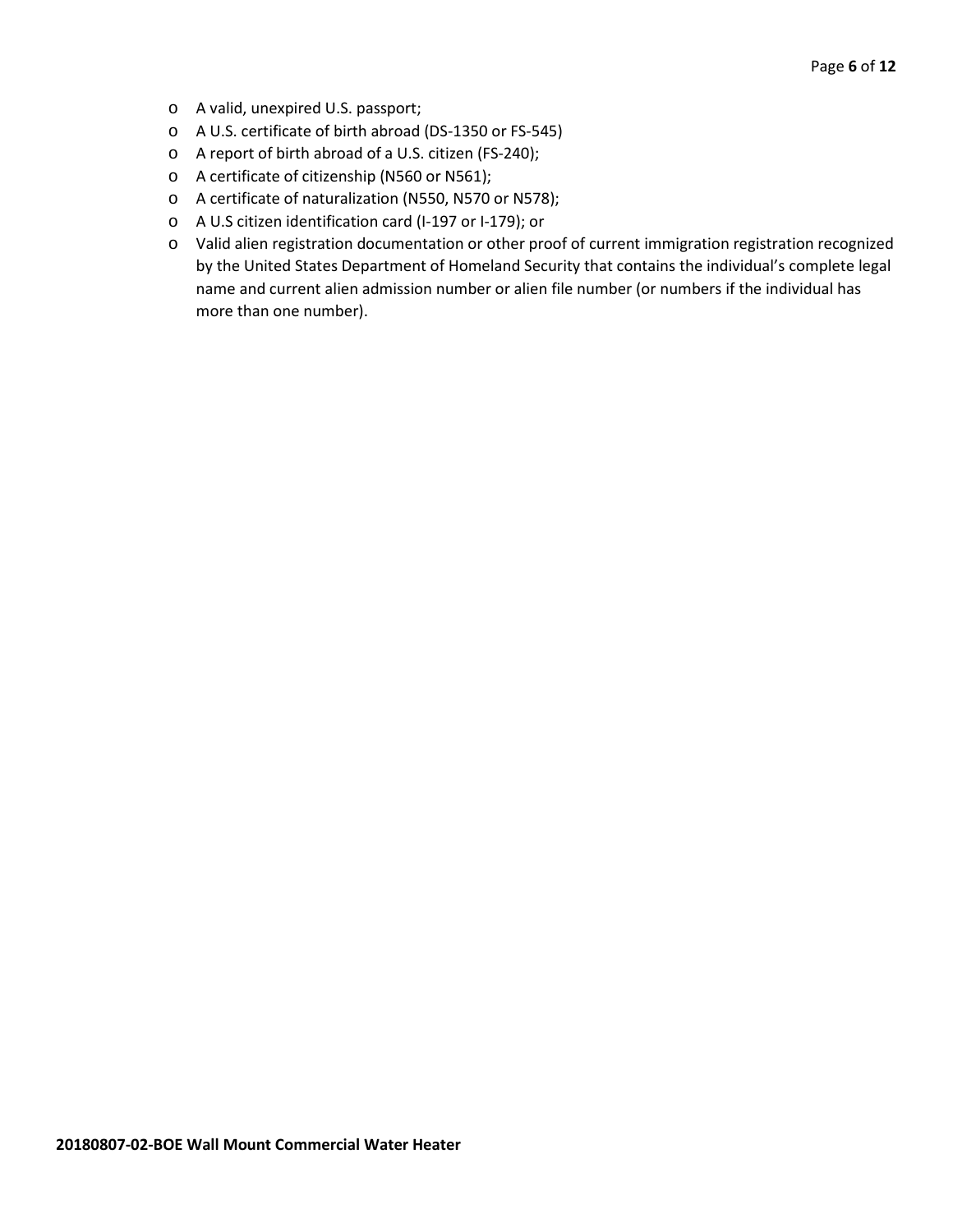- A valid, unexpired U.S. passport;
- A U.S. certificate of birth abroad (DS-1350 or FS-545)
- A report of birth abroad of a U.S. citizen (FS-240);
- A certificate of citizenship (N560 or N561);
- A certificate of naturalization (N550, N570 or N578);
- A U.S citizen identification card (I-197 or I-179); or
- Valid alien registration documentation or other proof of current immigration registration recognized by the United States Department of Homeland Security that contains the individual's complete legal name and current alien admission number or alien file number (or numbers if the individual has more than one number).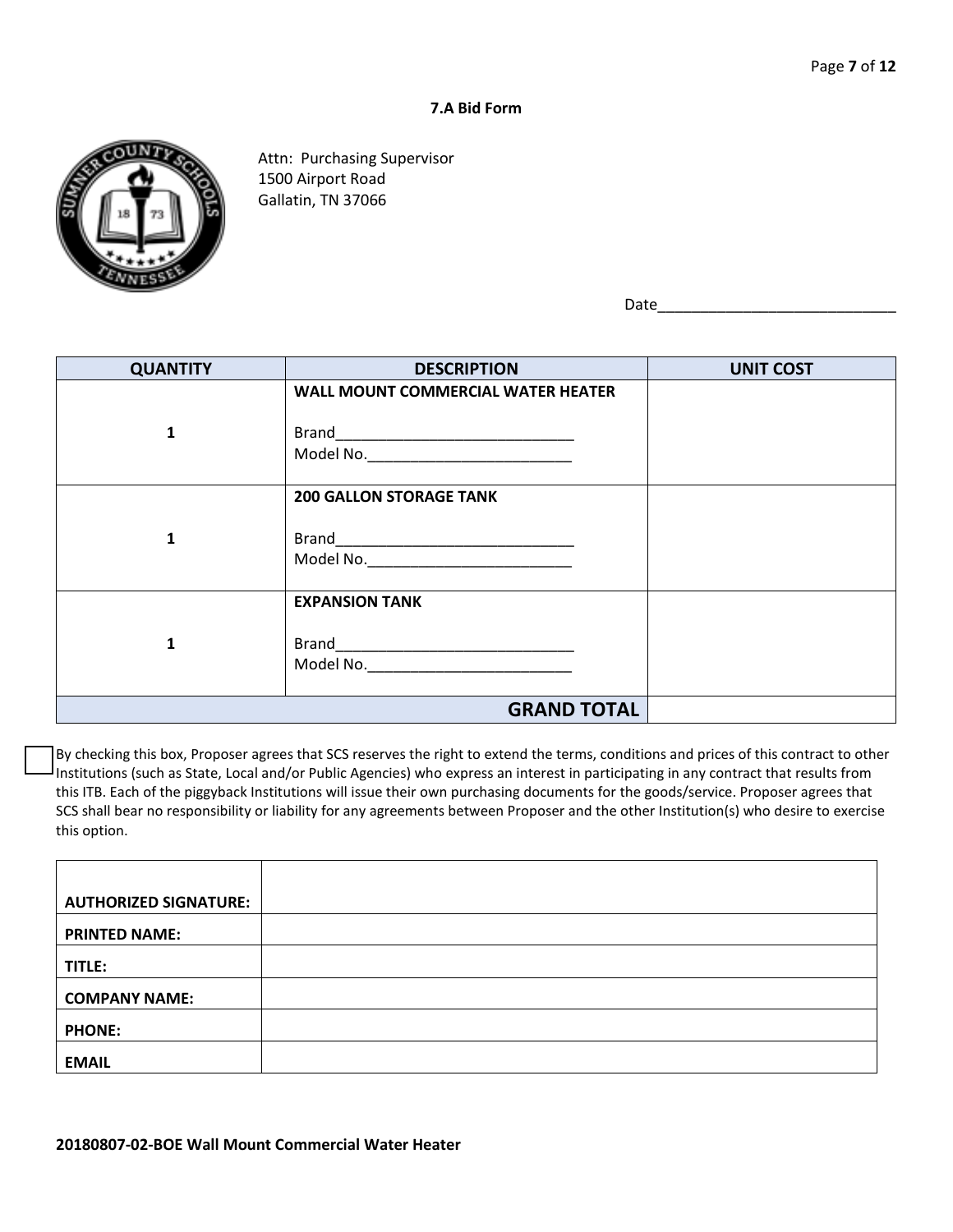### 7.A Bid Form

Attn: Purchasing Supervisor
1500 Airport Road
Gallatin, TN 37066

Date____________________________

| QUANTITY | DESCRIPTION | UNIT COST |
|---|---|---|
| 1 | **WALL MOUNT COMMERCIAL WATER HEATER**<br><br>Brand_____________________________<br>Model No._________________________ | |
| 1 | **200 GALLON STORAGE TANK**<br><br>Brand_____________________________<br>Model No._________________________ | |
| 1 | **EXPANSION TANK**<br><br>Brand_____________________________<br>Model No._________________________ | |
| | **GRAND TOTAL** | |

☐ By checking this box, Proposer agrees that SCS reserves the right to extend the terms, conditions and prices of this contract to other Institutions (such as State, Local and/or Public Agencies) who express an interest in participating in any contract that results from this ITB. Each of the piggyback Institutions will issue their own purchasing documents for the goods/service. Proposer agrees that SCS shall bear no responsibility or liability for any agreements between Proposer and the other Institution(s) who desire to exercise this option.

| | |
|---|---|
| **AUTHORIZED SIGNATURE:** | |
| **PRINTED NAME:** | |
| **TITLE:** | |
| **COMPANY NAME:** | |
| **PHONE:** | |
| **EMAIL** | |

**20180807-02-BOE Wall Mount Commercial Water Heater**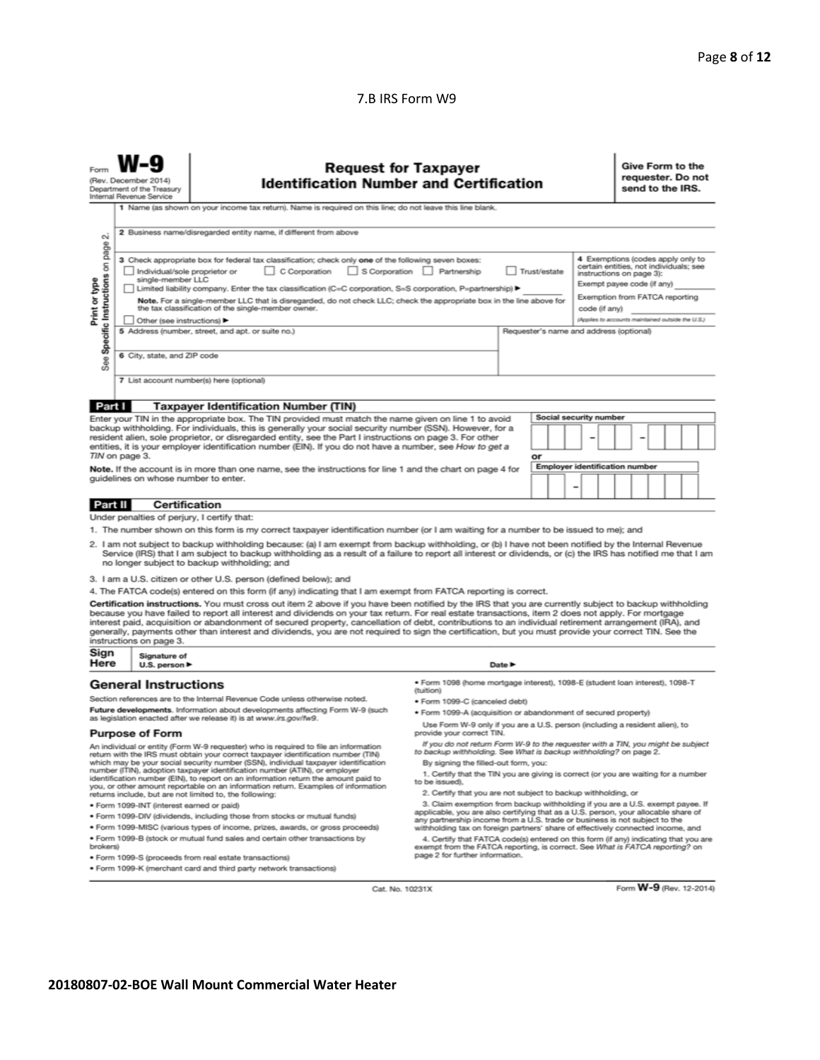7.B IRS Form W9

Form **W-9**
(Rev. December 2014)
Department of the Treasury
Internal Revenue Service

# Request for Taxpayer Identification Number and Certification

**Give Form to the requester. Do not send to the IRS.**

Print or type
See Specific Instructions on page 2.

1 Name (as shown on your income tax return). Name is required on this line; do not leave this line blank.

2 Business name/disregarded entity name, if different from above

3 Check appropriate box for federal tax classification; check only **one** of the following seven boxes:
☐ Individual/sole proprietor or single-member LLC ☐ C Corporation ☐ S Corporation ☐ Partnership ☐ Trust/estate
☐ Limited liability company. Enter the tax classification (C=C corporation, S=S corporation, P=partnership) ▶ ________
**Note.** For a single-member LLC that is disregarded, do not check LLC; check the appropriate box in the line above for the tax classification of the single-member owner.
☐ Other (see instructions) ▶

4 Exemptions (codes apply only to certain entities, not individuals; see instructions on page 3):
Exempt payee code (if any) ________
Exemption from FATCA reporting code (if any) ________
*(Applies to accounts maintained outside the U.S.)*

5 Address (number, street, and apt. or suite no.)

Requester's name and address (optional)

6 City, state, and ZIP code

7 List account number(s) here (optional)

## Part I Taxpayer Identification Number (TIN)

Enter your TIN in the appropriate box. The TIN provided must match the name given on line 1 to avoid backup withholding. For individuals, this is generally your social security number (SSN). However, for a resident alien, sole proprietor, or disregarded entity, see the Part I instructions on page 3. For other entities, it is your employer identification number (EIN). If you do not have a number, see *How to get a TIN* on page 3.

**Note.** If the account is in more than one name, see the instructions for line 1 and the chart on page 4 for guidelines on whose number to enter.

**Social security number**
[ ][ ][ ] – [ ][ ] – [ ][ ][ ][ ]

or

**Employer identification number**
[ ][ ] – [ ][ ][ ][ ][ ][ ][ ]

## Part II Certification

Under penalties of perjury, I certify that:

1. The number shown on this form is my correct taxpayer identification number (or I am waiting for a number to be issued to me); and
2. I am not subject to backup withholding because: (a) I am exempt from backup withholding, or (b) I have not been notified by the Internal Revenue Service (IRS) that I am subject to backup withholding as a result of a failure to report all interest or dividends, or (c) the IRS has notified me that I am no longer subject to backup withholding; and
3. I am a U.S. citizen or other U.S. person (defined below); and
4. The FATCA code(s) entered on this form (if any) indicating that I am exempt from FATCA reporting is correct.

**Certification instructions.** You must cross out item 2 above if you have been notified by the IRS that you are currently subject to backup withholding because you have failed to report all interest and dividends on your tax return. For real estate transactions, item 2 does not apply. For mortgage interest paid, acquisition or abandonment of secured property, cancellation of debt, contributions to an individual retirement arrangement (IRA), and generally, payments other than interest and dividends, you are not required to sign the certification, but you must provide your correct TIN. See the instructions on page 3.

**Sign Here** Signature of U.S. person ▶ Date ▶

## General Instructions

Section references are to the Internal Revenue Code unless otherwise noted.

**Future developments.** Information about developments affecting Form W-9 (such as legislation enacted after we release it) is at *www.irs.gov/fw9*.

### Purpose of Form

An individual or entity (Form W-9 requester) who is required to file an information return with the IRS must obtain your correct taxpayer identification number (TIN) which may be your social security number (SSN), individual taxpayer identification number (ITIN), adoption taxpayer identification number (ATIN), or employer identification number (EIN), to report on an information return the amount paid to you, or other amount reportable on an information return. Examples of information returns include, but are not limited to, the following:

- Form 1099-INT (interest earned or paid)
- Form 1099-DIV (dividends, including those from stocks or mutual funds)
- Form 1099-MISC (various types of income, prizes, awards, or gross proceeds)
- Form 1099-B (stock or mutual fund sales and certain other transactions by brokers)
- Form 1099-S (proceeds from real estate transactions)
- Form 1099-K (merchant card and third party network transactions)
- Form 1098 (home mortgage interest), 1098-E (student loan interest), 1098-T (tuition)
- Form 1099-C (canceled debt)
- Form 1099-A (acquisition or abandonment of secured property)

Use Form W-9 only if you are a U.S. person (including a resident alien), to provide your correct TIN.

*If you do not return Form W-9 to the requester with a TIN, you might be subject to backup withholding. See What is backup withholding? on page 2.*

By signing the filled-out form, you:

1. Certify that the TIN you are giving is correct (or you are waiting for a number to be issued),
2. Certify that you are not subject to backup withholding, or
3. Claim exemption from backup withholding if you are a U.S. exempt payee. If applicable, you are also certifying that as a U.S. person, your allocable share of any partnership income from a U.S. trade or business is not subject to the withholding tax on foreign partners' share of effectively connected income, and
4. Certify that FATCA code(s) entered on this form (if any) indicating that you are exempt from the FATCA reporting, is correct. See *What is FATCA reporting?* on page 2 for further information.

Cat. No. 10231X Form **W-9** (Rev. 12-2014)

**20180807-02-BOE Wall Mount Commercial Water Heater**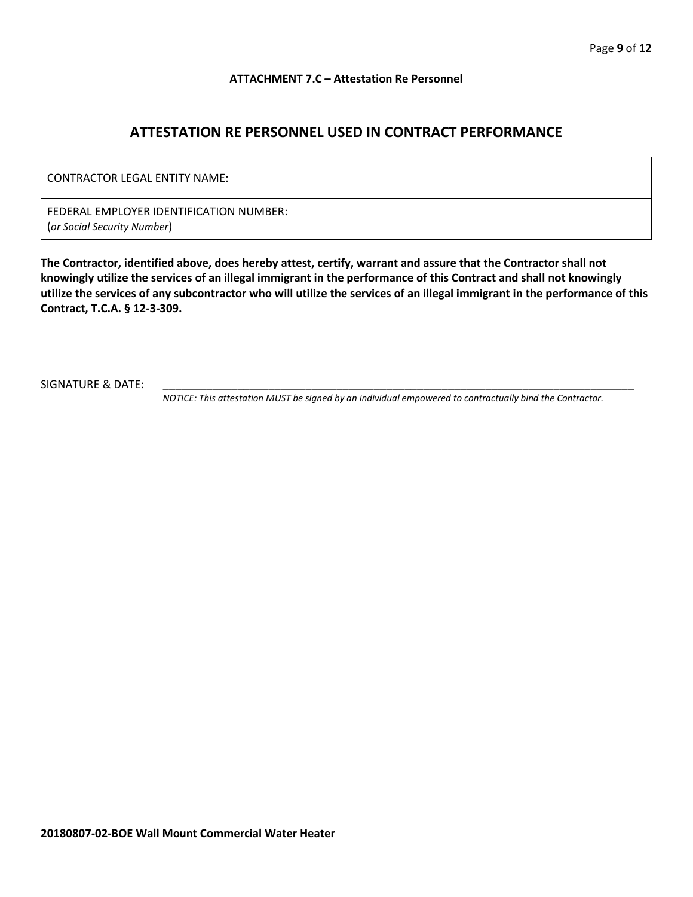**ATTACHMENT 7.C – Attestation Re Personnel**

## ATTESTATION RE PERSONNEL USED IN CONTRACT PERFORMANCE

| CONTRACTOR LEGAL ENTITY NAME: | |
|---|---|
| FEDERAL EMPLOYER IDENTIFICATION NUMBER: (*or Social Security Number*) | |

**The Contractor, identified above, does hereby attest, certify, warrant and assure that the Contractor shall not knowingly utilize the services of an illegal immigrant in the performance of this Contract and shall not knowingly utilize the services of any subcontractor who will utilize the services of an illegal immigrant in the performance of this Contract, T.C.A. § 12-3-309.**

SIGNATURE & DATE: ____________________________________________________________

*NOTICE: This attestation MUST be signed by an individual empowered to contractually bind the Contractor.*

**20180807-02-BOE Wall Mount Commercial Water Heater**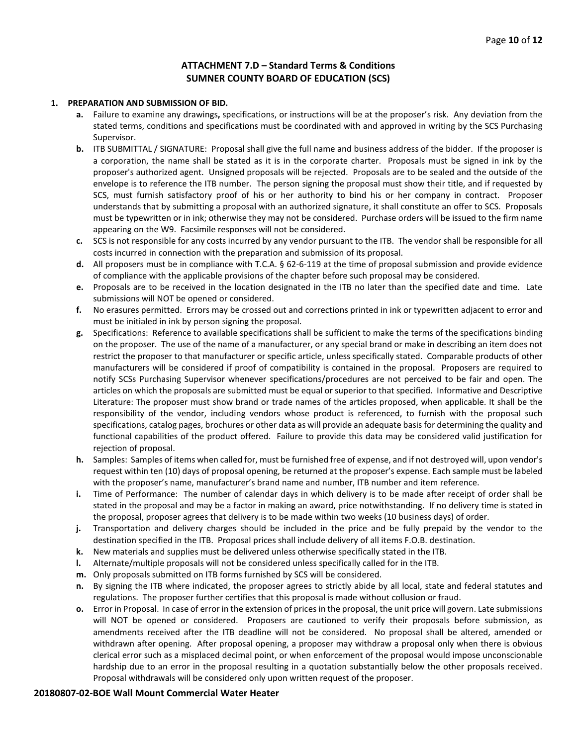## ATTACHMENT 7.D – Standard Terms & Conditions
## SUMNER COUNTY BOARD OF EDUCATION (SCS)

1. **PREPARATION AND SUBMISSION OF BID.**
   - **a.** Failure to examine any drawings**,** specifications, or instructions will be at the proposer's risk. Any deviation from the stated terms, conditions and specifications must be coordinated with and approved in writing by the SCS Purchasing Supervisor.
   - **b.** ITB SUBMITTAL / SIGNATURE: Proposal shall give the full name and business address of the bidder. If the proposer is a corporation, the name shall be stated as it is in the corporate charter. Proposals must be signed in ink by the proposer's authorized agent. Unsigned proposals will be rejected. Proposals are to be sealed and the outside of the envelope is to reference the ITB number. The person signing the proposal must show their title, and if requested by SCS, must furnish satisfactory proof of his or her authority to bind his or her company in contract. Proposer understands that by submitting a proposal with an authorized signature, it shall constitute an offer to SCS. Proposals must be typewritten or in ink; otherwise they may not be considered. Purchase orders will be issued to the firm name appearing on the W9. Facsimile responses will not be considered.
   - **c.** SCS is not responsible for any costs incurred by any vendor pursuant to the ITB. The vendor shall be responsible for all costs incurred in connection with the preparation and submission of its proposal.
   - **d.** All proposers must be in compliance with T.C.A. § 62-6-119 at the time of proposal submission and provide evidence of compliance with the applicable provisions of the chapter before such proposal may be considered.
   - **e.** Proposals are to be received in the location designated in the ITB no later than the specified date and time. Late submissions will NOT be opened or considered.
   - **f.** No erasures permitted. Errors may be crossed out and corrections printed in ink or typewritten adjacent to error and must be initialed in ink by person signing the proposal.
   - **g.** Specifications: Reference to available specifications shall be sufficient to make the terms of the specifications binding on the proposer. The use of the name of a manufacturer, or any special brand or make in describing an item does not restrict the proposer to that manufacturer or specific article, unless specifically stated. Comparable products of other manufacturers will be considered if proof of compatibility is contained in the proposal. Proposers are required to notify SCSs Purchasing Supervisor whenever specifications/procedures are not perceived to be fair and open. The articles on which the proposals are submitted must be equal or superior to that specified. Informative and Descriptive Literature: The proposer must show brand or trade names of the articles proposed, when applicable. It shall be the responsibility of the vendor, including vendors whose product is referenced, to furnish with the proposal such specifications, catalog pages, brochures or other data as will provide an adequate basis for determining the quality and functional capabilities of the product offered. Failure to provide this data may be considered valid justification for rejection of proposal.
   - **h.** Samples: Samples of items when called for, must be furnished free of expense, and if not destroyed will, upon vendor's request within ten (10) days of proposal opening, be returned at the proposer's expense. Each sample must be labeled with the proposer's name, manufacturer's brand name and number, ITB number and item reference.
   - **i.** Time of Performance: The number of calendar days in which delivery is to be made after receipt of order shall be stated in the proposal and may be a factor in making an award, price notwithstanding. If no delivery time is stated in the proposal, proposer agrees that delivery is to be made within two weeks (10 business days) of order.
   - **j.** Transportation and delivery charges should be included in the price and be fully prepaid by the vendor to the destination specified in the ITB. Proposal prices shall include delivery of all items F.O.B. destination.
   - **k.** New materials and supplies must be delivered unless otherwise specifically stated in the ITB.
   - **l.** Alternate/multiple proposals will not be considered unless specifically called for in the ITB.
   - **m.** Only proposals submitted on ITB forms furnished by SCS will be considered.
   - **n.** By signing the ITB where indicated, the proposer agrees to strictly abide by all local, state and federal statutes and regulations. The proposer further certifies that this proposal is made without collusion or fraud.
   - **o.** Error in Proposal. In case of error in the extension of prices in the proposal, the unit price will govern. Late submissions will NOT be opened or considered. Proposers are cautioned to verify their proposals before submission, as amendments received after the ITB deadline will not be considered. No proposal shall be altered, amended or withdrawn after opening. After proposal opening, a proposer may withdraw a proposal only when there is obvious clerical error such as a misplaced decimal point, or when enforcement of the proposal would impose unconscionable hardship due to an error in the proposal resulting in a quotation substantially below the other proposals received. Proposal withdrawals will be considered only upon written request of the proposer.

**20180807-02-BOE Wall Mount Commercial Water Heater**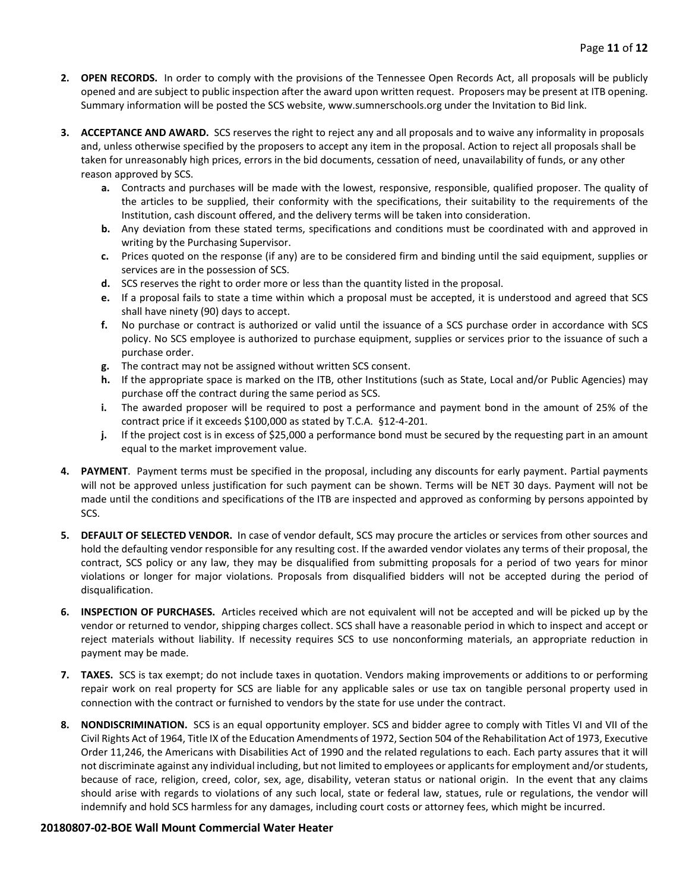2. **OPEN RECORDS.** In order to comply with the provisions of the Tennessee Open Records Act, all proposals will be publicly opened and are subject to public inspection after the award upon written request. Proposers may be present at ITB opening. Summary information will be posted the SCS website, www.sumnerschools.org under the Invitation to Bid link.

3. **ACCEPTANCE AND AWARD.** SCS reserves the right to reject any and all proposals and to waive any informality in proposals and, unless otherwise specified by the proposers to accept any item in the proposal. Action to reject all proposals shall be taken for unreasonably high prices, errors in the bid documents, cessation of need, unavailability of funds, or any other reason approved by SCS.
   - **a.** Contracts and purchases will be made with the lowest, responsive, responsible, qualified proposer. The quality of the articles to be supplied, their conformity with the specifications, their suitability to the requirements of the Institution, cash discount offered, and the delivery terms will be taken into consideration.
   - **b.** Any deviation from these stated terms, specifications and conditions must be coordinated with and approved in writing by the Purchasing Supervisor.
   - **c.** Prices quoted on the response (if any) are to be considered firm and binding until the said equipment, supplies or services are in the possession of SCS.
   - **d.** SCS reserves the right to order more or less than the quantity listed in the proposal.
   - **e.** If a proposal fails to state a time within which a proposal must be accepted, it is understood and agreed that SCS shall have ninety (90) days to accept.
   - **f.** No purchase or contract is authorized or valid until the issuance of a SCS purchase order in accordance with SCS policy. No SCS employee is authorized to purchase equipment, supplies or services prior to the issuance of such a purchase order.
   - **g.** The contract may not be assigned without written SCS consent.
   - **h.** If the appropriate space is marked on the ITB, other Institutions (such as State, Local and/or Public Agencies) may purchase off the contract during the same period as SCS.
   - **i.** The awarded proposer will be required to post a performance and payment bond in the amount of 25% of the contract price if it exceeds $100,000 as stated by T.C.A. §12-4-201.
   - **j.** If the project cost is in excess of $25,000 a performance bond must be secured by the requesting part in an amount equal to the market improvement value.

4. **PAYMENT**. Payment terms must be specified in the proposal, including any discounts for early payment. Partial payments will not be approved unless justification for such payment can be shown. Terms will be NET 30 days. Payment will not be made until the conditions and specifications of the ITB are inspected and approved as conforming by persons appointed by SCS.

5. **DEFAULT OF SELECTED VENDOR.** In case of vendor default, SCS may procure the articles or services from other sources and hold the defaulting vendor responsible for any resulting cost. If the awarded vendor violates any terms of their proposal, the contract, SCS policy or any law, they may be disqualified from submitting proposals for a period of two years for minor violations or longer for major violations. Proposals from disqualified bidders will not be accepted during the period of disqualification.

6. **INSPECTION OF PURCHASES.** Articles received which are not equivalent will not be accepted and will be picked up by the vendor or returned to vendor, shipping charges collect. SCS shall have a reasonable period in which to inspect and accept or reject materials without liability. If necessity requires SCS to use nonconforming materials, an appropriate reduction in payment may be made.

7. **TAXES.** SCS is tax exempt; do not include taxes in quotation. Vendors making improvements or additions to or performing repair work on real property for SCS are liable for any applicable sales or use tax on tangible personal property used in connection with the contract or furnished to vendors by the state for use under the contract.

8. **NONDISCRIMINATION.** SCS is an equal opportunity employer. SCS and bidder agree to comply with Titles VI and VII of the Civil Rights Act of 1964, Title IX of the Education Amendments of 1972, Section 504 of the Rehabilitation Act of 1973, Executive Order 11,246, the Americans with Disabilities Act of 1990 and the related regulations to each. Each party assures that it will not discriminate against any individual including, but not limited to employees or applicants for employment and/or students, because of race, religion, creed, color, sex, age, disability, veteran status or national origin. In the event that any claims should arise with regards to violations of any such local, state or federal law, statues, rule or regulations, the vendor will indemnify and hold SCS harmless for any damages, including court costs or attorney fees, which might be incurred.

**20180807-02-BOE Wall Mount Commercial Water Heater**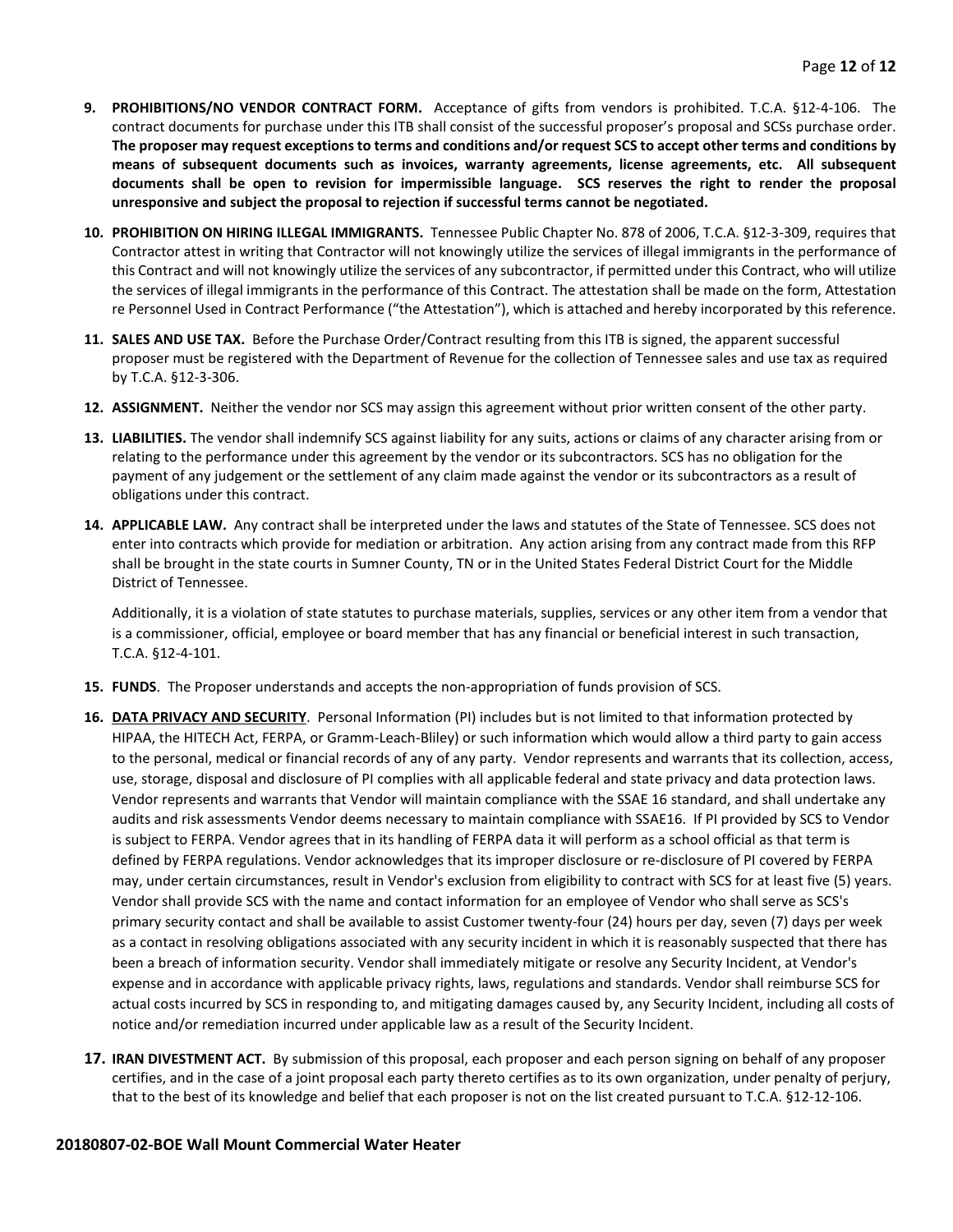9. **PROHIBITIONS/NO VENDOR CONTRACT FORM.** Acceptance of gifts from vendors is prohibited. T.C.A. §12-4-106. The contract documents for purchase under this ITB shall consist of the successful proposer's proposal and SCSs purchase order. **The proposer may request exceptions to terms and conditions and/or request SCS to accept other terms and conditions by means of subsequent documents such as invoices, warranty agreements, license agreements, etc. All subsequent documents shall be open to revision for impermissible language. SCS reserves the right to render the proposal unresponsive and subject the proposal to rejection if successful terms cannot be negotiated.**

10. **PROHIBITION ON HIRING ILLEGAL IMMIGRANTS.** Tennessee Public Chapter No. 878 of 2006, T.C.A. §12-3-309, requires that Contractor attest in writing that Contractor will not knowingly utilize the services of illegal immigrants in the performance of this Contract and will not knowingly utilize the services of any subcontractor, if permitted under this Contract, who will utilize the services of illegal immigrants in the performance of this Contract. The attestation shall be made on the form, Attestation re Personnel Used in Contract Performance ("the Attestation"), which is attached and hereby incorporated by this reference.

11. **SALES AND USE TAX.** Before the Purchase Order/Contract resulting from this ITB is signed, the apparent successful proposer must be registered with the Department of Revenue for the collection of Tennessee sales and use tax as required by T.C.A. §12-3-306.

12. **ASSIGNMENT.** Neither the vendor nor SCS may assign this agreement without prior written consent of the other party.

13. **LIABILITIES.** The vendor shall indemnify SCS against liability for any suits, actions or claims of any character arising from or relating to the performance under this agreement by the vendor or its subcontractors. SCS has no obligation for the payment of any judgement or the settlement of any claim made against the vendor or its subcontractors as a result of obligations under this contract.

14. **APPLICABLE LAW.** Any contract shall be interpreted under the laws and statutes of the State of Tennessee. SCS does not enter into contracts which provide for mediation or arbitration. Any action arising from any contract made from this RFP shall be brought in the state courts in Sumner County, TN or in the United States Federal District Court for the Middle District of Tennessee.

    Additionally, it is a violation of state statutes to purchase materials, supplies, services or any other item from a vendor that is a commissioner, official, employee or board member that has any financial or beneficial interest in such transaction, T.C.A. §12-4-101.

15. **FUNDS**. The Proposer understands and accepts the non-appropriation of funds provision of SCS.

16. **DATA PRIVACY AND SECURITY**. Personal Information (PI) includes but is not limited to that information protected by HIPAA, the HITECH Act, FERPA, or Gramm-Leach-Bliley) or such information which would allow a third party to gain access to the personal, medical or financial records of any of any party. Vendor represents and warrants that its collection, access, use, storage, disposal and disclosure of PI complies with all applicable federal and state privacy and data protection laws. Vendor represents and warrants that Vendor will maintain compliance with the SSAE 16 standard, and shall undertake any audits and risk assessments Vendor deems necessary to maintain compliance with SSAE16. If PI provided by SCS to Vendor is subject to FERPA. Vendor agrees that in its handling of FERPA data it will perform as a school official as that term is defined by FERPA regulations. Vendor acknowledges that its improper disclosure or re-disclosure of PI covered by FERPA may, under certain circumstances, result in Vendor's exclusion from eligibility to contract with SCS for at least five (5) years. Vendor shall provide SCS with the name and contact information for an employee of Vendor who shall serve as SCS's primary security contact and shall be available to assist Customer twenty-four (24) hours per day, seven (7) days per week as a contact in resolving obligations associated with any security incident in which it is reasonably suspected that there has been a breach of information security. Vendor shall immediately mitigate or resolve any Security Incident, at Vendor's expense and in accordance with applicable privacy rights, laws, regulations and standards. Vendor shall reimburse SCS for actual costs incurred by SCS in responding to, and mitigating damages caused by, any Security Incident, including all costs of notice and/or remediation incurred under applicable law as a result of the Security Incident.

17. **IRAN DIVESTMENT ACT.** By submission of this proposal, each proposer and each person signing on behalf of any proposer certifies, and in the case of a joint proposal each party thereto certifies as to its own organization, under penalty of perjury, that to the best of its knowledge and belief that each proposer is not on the list created pursuant to T.C.A. §12-12-106.